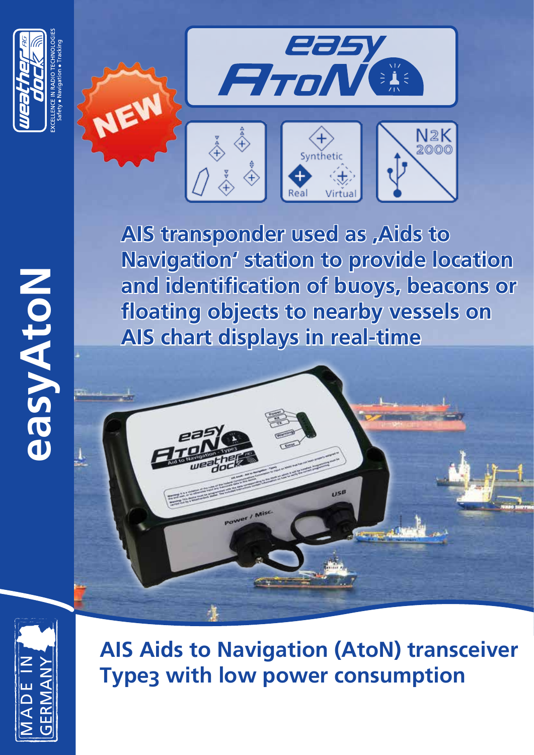weatherdock AG

EXCELLENCE IN RADIO TECHNOLOGIES
Safety • Navigation • Tracking

# easyAtoN

NEW

easy AtoN

Synthetic

Real

Virtual

N2K 2000

## AIS transponder used as ‚Aids to Navigation' station to provide location and identification of buoys, beacons or floating objects to nearby vessels on AIS chart displays in real-time

easyAtoN

## AIS Aids to Navigation (AtoN) transceiver Type3 with low power consumption

MADE IN GERMANY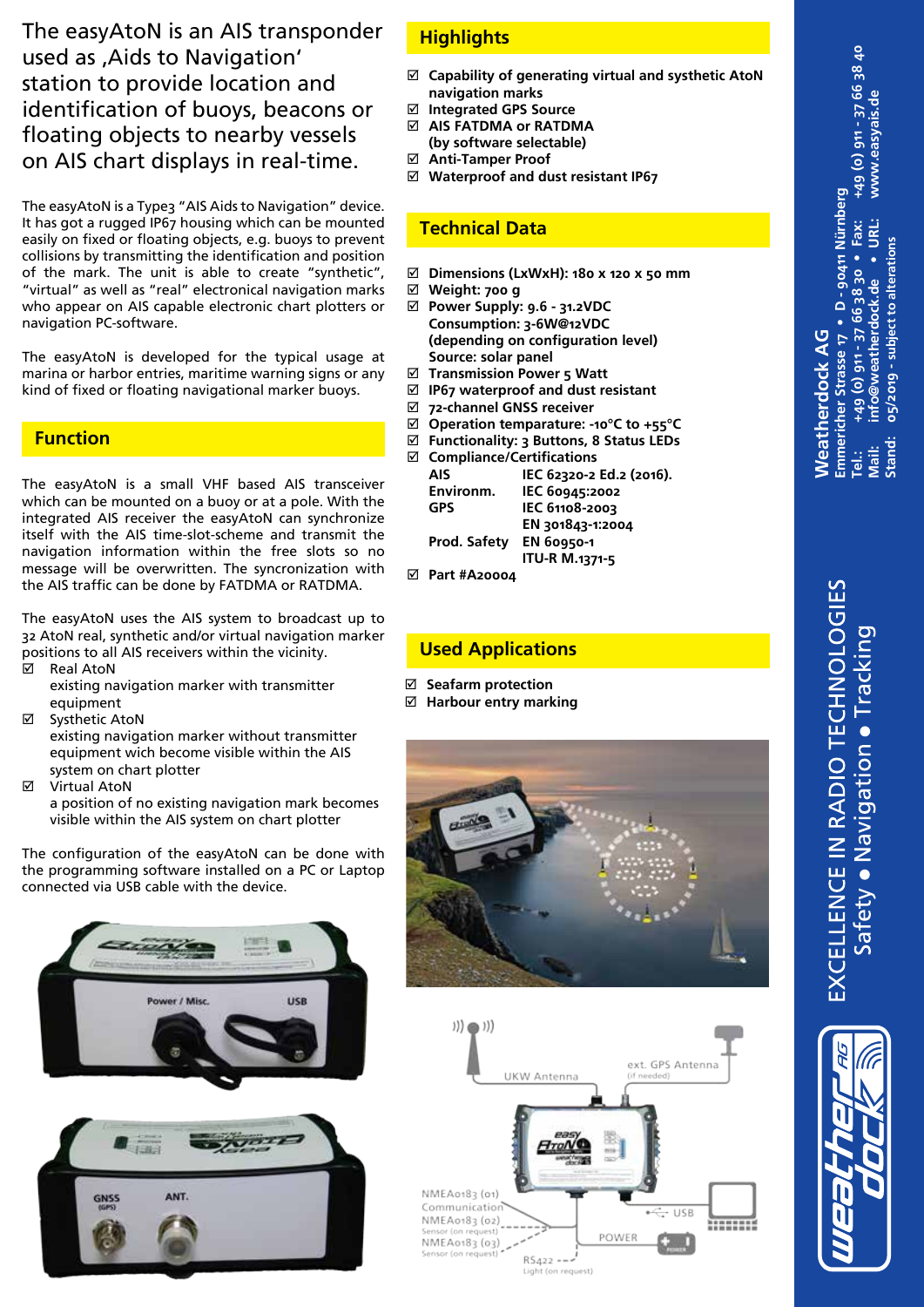# The easyAtoN is an AIS transponder used as ‚Aids to Navigation' station to provide location and identification of buoys, beacons or floating objects to nearby vessels on AIS chart displays in real-time.

The easyAtoN is a Type3 "AIS Aids to Navigation" device. It has got a rugged IP67 housing which can be mounted easily on fixed or floating objects, e.g. buoys to prevent collisions by transmitting the identification and position of the mark. The unit is able to create "synthetic", "virtual" as well as "real" electronical navigation marks who appear on AIS capable electronic chart plotters or navigation PC-software.

The easyAtoN is developed for the typical usage at marina or harbor entries, maritime warning signs or any kind of fixed or floating navigational marker buoys.

## Function

The easyAtoN is a small VHF based AIS transceiver which can be mounted on a buoy or at a pole. With the integrated AIS receiver the easyAtoN can synchronize itself with the AIS time-slot-scheme and transmit the navigation information within the free slots so no message will be overwritten. The syncronization with the AIS traffic can be done by FATDMA or RATDMA.

The easyAtoN uses the AIS system to broadcast up to 32 AtoN real, synthetic and/or virtual navigation marker positions to all AIS receivers within the vicinity.

- ☑ Real AtoN
  existing navigation marker with transmitter equipment
- ☑ Systhetic AtoN
  existing navigation marker without transmitter equipment wich become visible within the AIS system on chart plotter
- ☑ Virtual AtoN
  a position of no existing navigation mark becomes visible within the AIS system on chart plotter

The configuration of the easyAtoN can be done with the programming software installed on a PC or Laptop connected via USB cable with the device.

Power / Misc. USB

GNSS (GPS) ANT.

## Highlights

- ☑ **Capability of generating virtual and systhetic AtoN navigation marks**
- ☑ **Integrated GPS Source**
- ☑ **AIS FATDMA or RATDMA (by software selectable)**
- ☑ **Anti-Tamper Proof**
- ☑ **Waterproof and dust resistant IP67**

## Technical Data

- ☑ **Dimensions (LxWxH): 180 x 120 x 50 mm**
- ☑ **Weight: 700 g**
- ☑ **Power Supply: 9.6 - 31.2VDC**
  **Consumption: 3-6W@12VDC**
  **(depending on configuration level)**
  **Source: solar panel**
- ☑ **Transmission Power 5 Watt**
- ☑ **IP67 waterproof and dust resistant**
- ☑ **72-channel GNSS receiver**
- ☑ **Operation temparature: -10°C to +55°C**
- ☑ **Functionality: 3 Buttons, 8 Status LEDs**
- ☑ **Compliance/Certifications**

| | |
|---|---|
| **AIS** | **IEC 62320-2 Ed.2 (2016).** |
| **Environm.** | **IEC 60945:2002** |
| **GPS** | **IEC 61108-2003** |
| | **EN 301843-1:2004** |
| **Prod. Safety** | **EN 60950-1** |
| | **ITU-R M.1371-5** |

- ☑ **Part #A20004**

## Used Applications

- ☑ **Seafarm protection**
- ☑ **Harbour entry marking**

UKW Antenna
ext. GPS Antenna (if needed)
NMEA0183 (01) Communication
NMEA0183 (02) Sensor (on request)
NMEA0183 (03) Sensor (on request)
RS422 Light (on request)
POWER
USB

**Weatherdock AG**
Emmericher Strasse 17 • D - 90411 Nürnberg
Tel.: +49 (0) 911 - 37 66 38 30 • Fax: +49 (0) 911 - 37 66 38 40
Mail: info@weatherdock.de • URL: www.easyais.de
Stand: 05/2019 - subject to alterations

EXCELLENCE IN RADIO TECHNOLOGIES
Safety • Navigation • Tracking